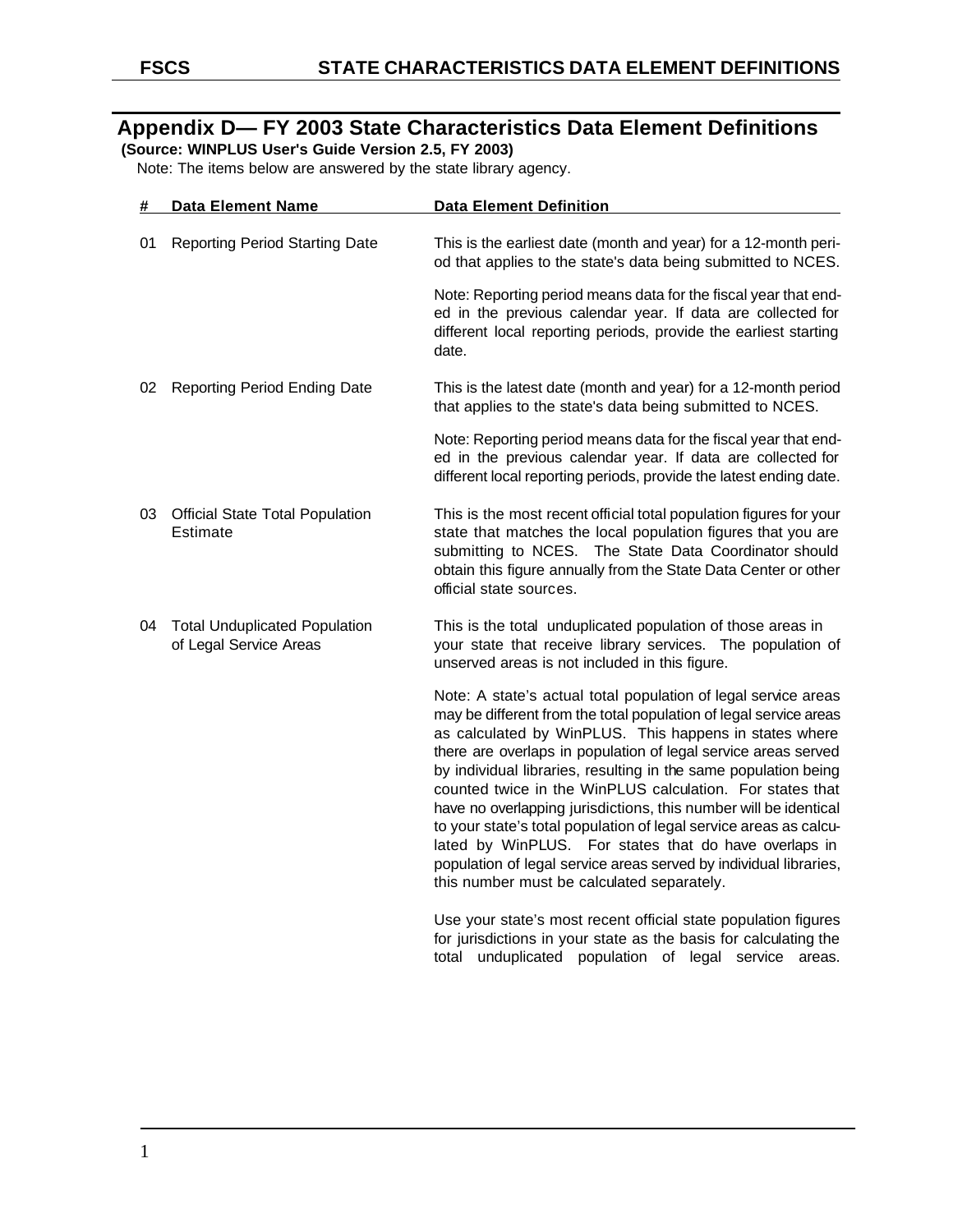# Appendix D— FY 2003 State Characteristics Data Element Definitions

**(Source: WINPLUS User's Guide Version 2.5, FY 2003)**

Note: The items below are answered by the state library agency.

| # | Data Element Name | Data Element Definition |
| --- | --- | --- |
| 01 | Reporting Period Starting Date | This is the earliest date (month and year) for a 12-month period that applies to the state's data being submitted to NCES.<br><br>Note: Reporting period means data for the fiscal year that ended in the previous calendar year. If data are collected for different local reporting periods, provide the earliest starting date. |
| 02 | Reporting Period Ending Date | This is the latest date (month and year) for a 12-month period that applies to the state's data being submitted to NCES.<br><br>Note: Reporting period means data for the fiscal year that ended in the previous calendar year. If data are collected for different local reporting periods, provide the latest ending date. |
| 03 | Official State Total Population Estimate | This is the most recent official total population figures for your state that matches the local population figures that you are submitting to NCES. The State Data Coordinator should obtain this figure annually from the State Data Center or other official state sources. |
| 04 | Total Unduplicated Population of Legal Service Areas | This is the total unduplicated population of those areas in your state that receive library services. The population of unserved areas is not included in this figure.<br><br>Note: A state's actual total population of legal service areas may be different from the total population of legal service areas as calculated by WinPLUS. This happens in states where there are overlaps in population of legal service areas served by individual libraries, resulting in the same population being counted twice in the WinPLUS calculation. For states that have no overlapping jurisdictions, this number will be identical to your state's total population of legal service areas as calculated by WinPLUS. For states that do have overlaps in population of legal service areas served by individual libraries, this number must be calculated separately.<br><br>Use your state's most recent official state population figures for jurisdictions in your state as the basis for calculating the total unduplicated population of legal service areas. |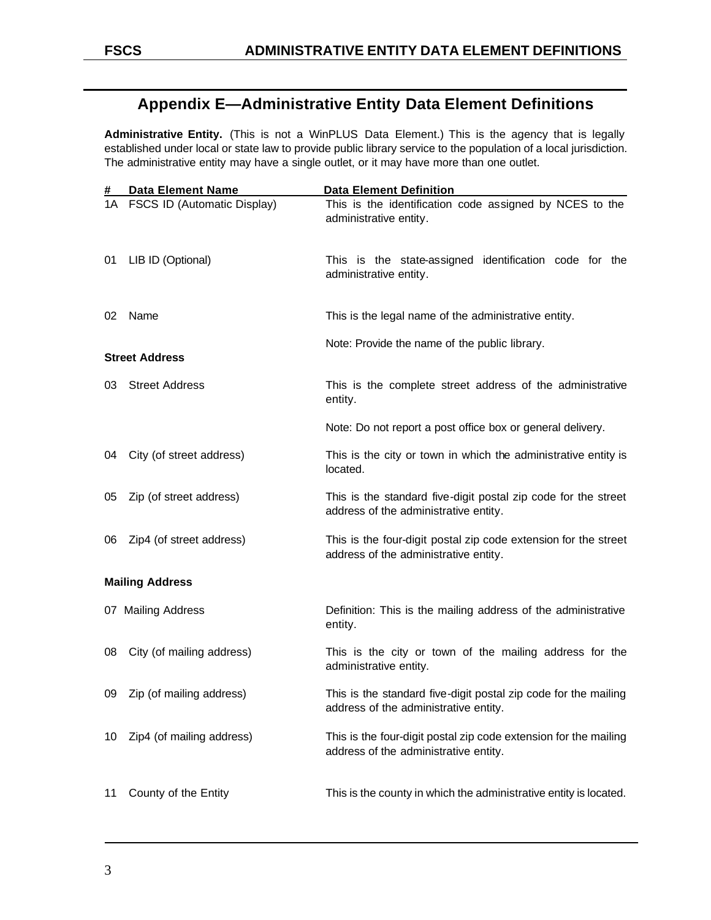## Appendix E—Administrative Entity Data Element Definitions

**Administrative Entity.** (This is not a WinPLUS Data Element.) This is the agency that is legally established under local or state law to provide public library service to the population of a local jurisdiction. The administrative entity may have a single outlet, or it may have more than one outlet.

| # | Data Element Name | Data Element Definition |
|---|---|---|
| 1A | FSCS ID (Automatic Display) | This is the identification code assigned by NCES to the administrative entity. |
| 01 | LIB ID (Optional) | This is the state-assigned identification code for the administrative entity. |
| 02 | Name | This is the legal name of the administrative entity.<br><br>Note: Provide the name of the public library. |
| | **Street Address** | |
| 03 | Street Address | This is the complete street address of the administrative entity.<br><br>Note: Do not report a post office box or general delivery. |
| 04 | City (of street address) | This is the city or town in which the administrative entity is located. |
| 05 | Zip (of street address) | This is the standard five-digit postal zip code for the street address of the administrative entity. |
| 06 | Zip4 (of street address) | This is the four-digit postal zip code extension for the street address of the administrative entity. |
| | **Mailing Address** | |
| 07 | Mailing Address | Definition: This is the mailing address of the administrative entity. |
| 08 | City (of mailing address) | This is the city or town of the mailing address for the administrative entity. |
| 09 | Zip (of mailing address) | This is the standard five-digit postal zip code for the mailing address of the administrative entity. |
| 10 | Zip4 (of mailing address) | This is the four-digit postal zip code extension for the mailing address of the administrative entity. |
| 11 | County of the Entity | This is the county in which the administrative entity is located. |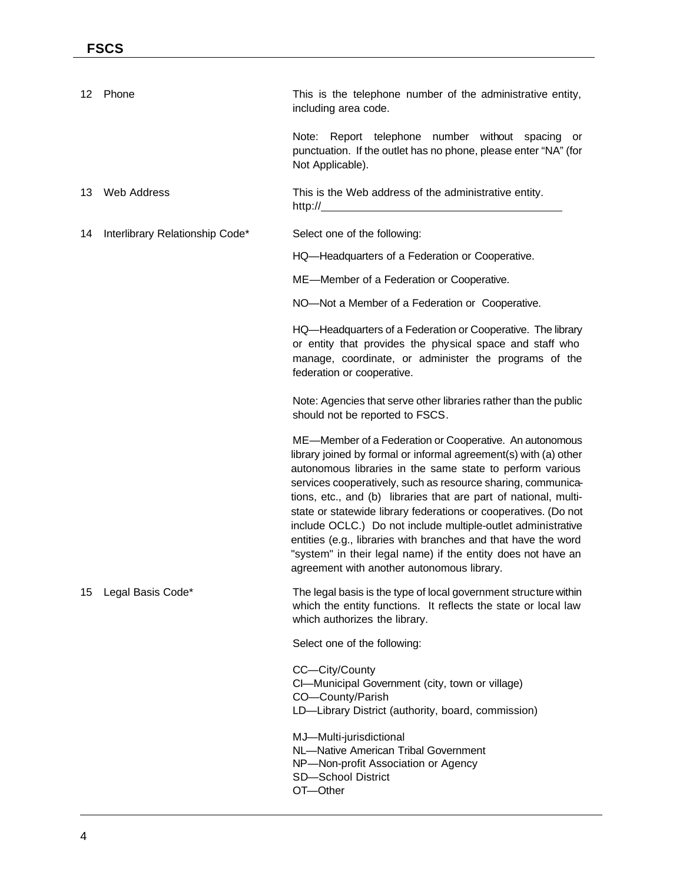| | | |
|---|---|---|
| 12 | Phone | This is the telephone number of the administrative entity, including area code.<br><br>Note: Report telephone number without spacing or punctuation. If the outlet has no phone, please enter "NA" (for Not Applicable). |
| 13 | Web Address | This is the Web address of the administrative entity.<br>http://________________________________ |
| 14 | Interlibrary Relationship Code* | Select one of the following:<br><br>HQ—Headquarters of a Federation or Cooperative.<br><br>ME—Member of a Federation or Cooperative.<br><br>NO—Not a Member of a Federation or Cooperative.<br><br>HQ—Headquarters of a Federation or Cooperative. The library or entity that provides the physical space and staff who manage, coordinate, or administer the programs of the federation or cooperative.<br><br>Note: Agencies that serve other libraries rather than the public should not be reported to FSCS.<br><br>ME—Member of a Federation or Cooperative. An autonomous library joined by formal or informal agreement(s) with (a) other autonomous libraries in the same state to perform various services cooperatively, such as resource sharing, communications, etc., and (b) libraries that are part of national, multi-state or statewide library federations or cooperatives. (Do not include OCLC.) Do not include multiple-outlet administrative entities (e.g., libraries with branches and that have the word "system" in their legal name) if the entity does not have an agreement with another autonomous library. |
| 15 | Legal Basis Code* | The legal basis is the type of local government structure within which the entity functions. It reflects the state or local law which authorizes the library.<br><br>Select one of the following:<br><br>CC—City/County<br>CI—Municipal Government (city, town or village)<br>CO—County/Parish<br>LD—Library District (authority, board, commission)<br><br>MJ—Multi-jurisdictional<br>NL—Native American Tribal Government<br>NP—Non-profit Association or Agency<br>SD—School District<br>OT—Other |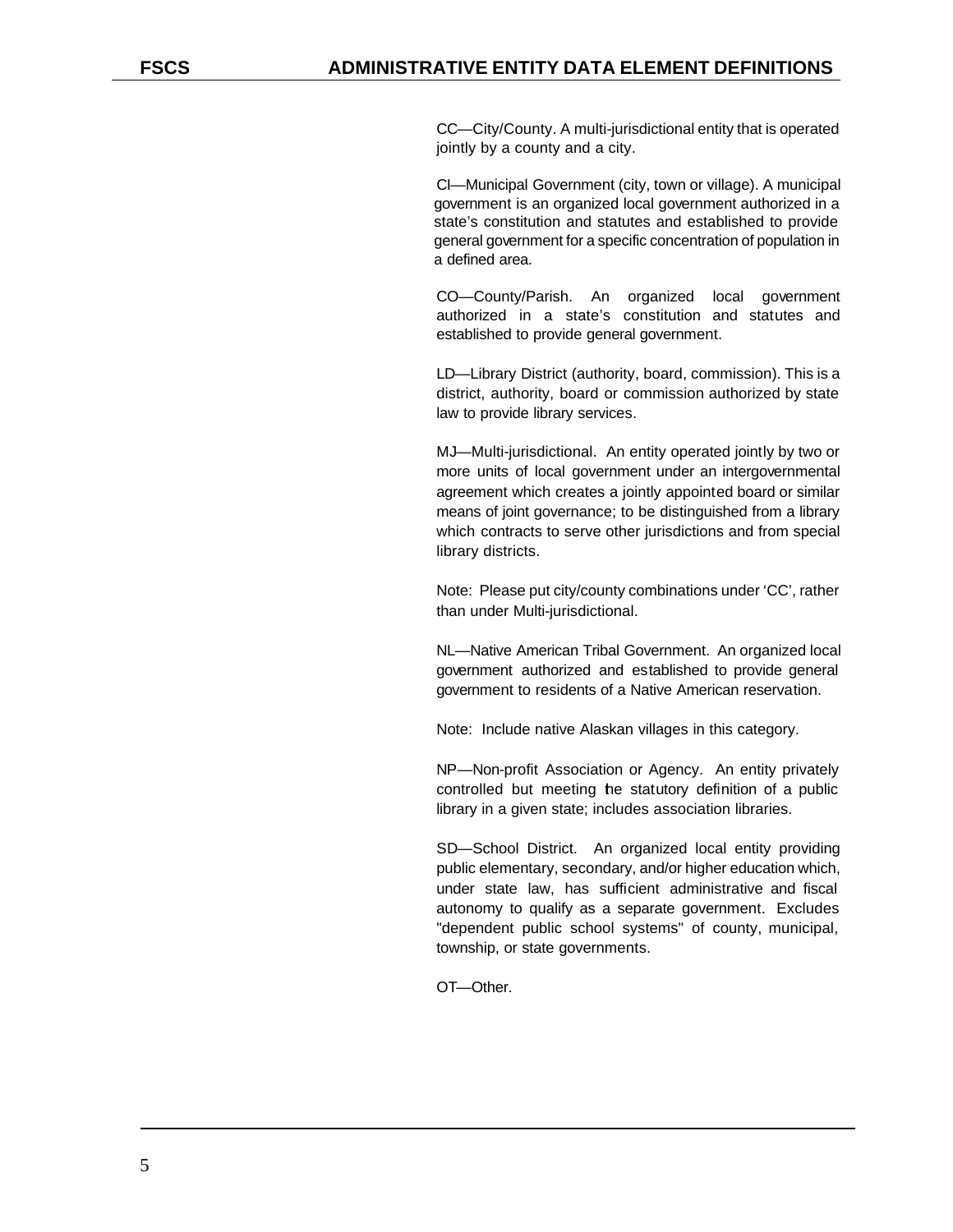CC—City/County. A multi-jurisdictional entity that is operated jointly by a county and a city.

CI—Municipal Government (city, town or village). A municipal government is an organized local government authorized in a state's constitution and statutes and established to provide general government for a specific concentration of population in a defined area.

CO—County/Parish. An organized local government authorized in a state's constitution and statutes and established to provide general government.

LD—Library District (authority, board, commission). This is a district, authority, board or commission authorized by state law to provide library services.

MJ—Multi-jurisdictional. An entity operated jointly by two or more units of local government under an intergovernmental agreement which creates a jointly appointed board or similar means of joint governance; to be distinguished from a library which contracts to serve other jurisdictions and from special library districts.

Note: Please put city/county combinations under 'CC', rather than under Multi-jurisdictional.

NL—Native American Tribal Government. An organized local government authorized and established to provide general government to residents of a Native American reservation.

Note: Include native Alaskan villages in this category.

NP—Non-profit Association or Agency. An entity privately controlled but meeting the statutory definition of a public library in a given state; includes association libraries.

SD—School District. An organized local entity providing public elementary, secondary, and/or higher education which, under state law, has sufficient administrative and fiscal autonomy to qualify as a separate government. Excludes "dependent public school systems" of county, municipal, township, or state governments.

OT—Other.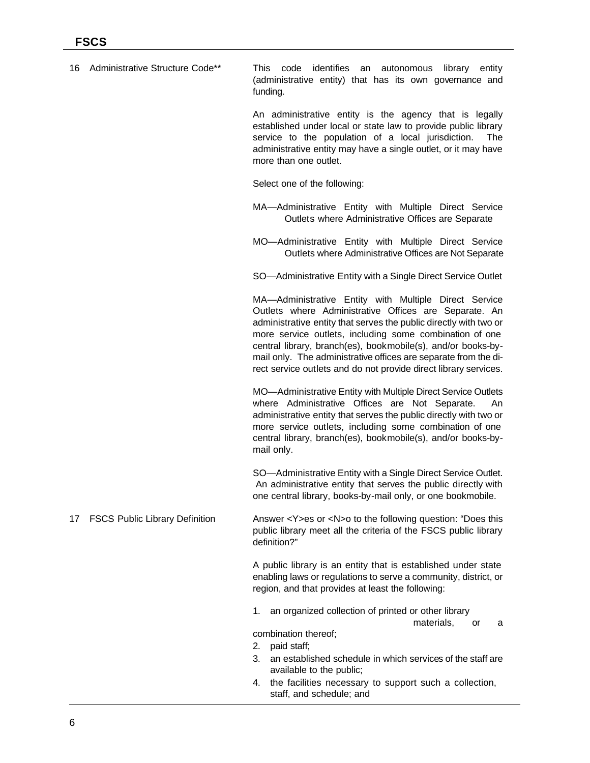**16 Administrative Structure Code****

This code identifies an autonomous library entity (administrative entity) that has its own governance and funding.

An administrative entity is the agency that is legally established under local or state law to provide public library service to the population of a local jurisdiction. The administrative entity may have a single outlet, or it may have more than one outlet.

Select one of the following:

MA—Administrative Entity with Multiple Direct Service Outlets where Administrative Offices are Separate

MO—Administrative Entity with Multiple Direct Service Outlets where Administrative Offices are Not Separate

SO—Administrative Entity with a Single Direct Service Outlet

MA—Administrative Entity with Multiple Direct Service Outlets where Administrative Offices are Separate. An administrative entity that serves the public directly with two or more service outlets, including some combination of one central library, branch(es), bookmobile(s), and/or books-by-mail only. The administrative offices are separate from the direct service outlets and do not provide direct library services.

MO—Administrative Entity with Multiple Direct Service Outlets where Administrative Offices are Not Separate. An administrative entity that serves the public directly with two or more service outlets, including some combination of one central library, branch(es), bookmobile(s), and/or books-by-mail only.

SO—Administrative Entity with a Single Direct Service Outlet. An administrative entity that serves the public directly with one central library, books-by-mail only, or one bookmobile.

**17 FSCS Public Library Definition**

Answer <Y>es or <N>o to the following question: "Does this public library meet all the criteria of the FSCS public library definition?"

A public library is an entity that is established under state enabling laws or regulations to serve a community, district, or region, and that provides at least the following:

1. an organized collection of printed or other library materials, or a combination thereof;
2. paid staff;
3. an established schedule in which services of the staff are available to the public;
4. the facilities necessary to support such a collection, staff, and schedule; and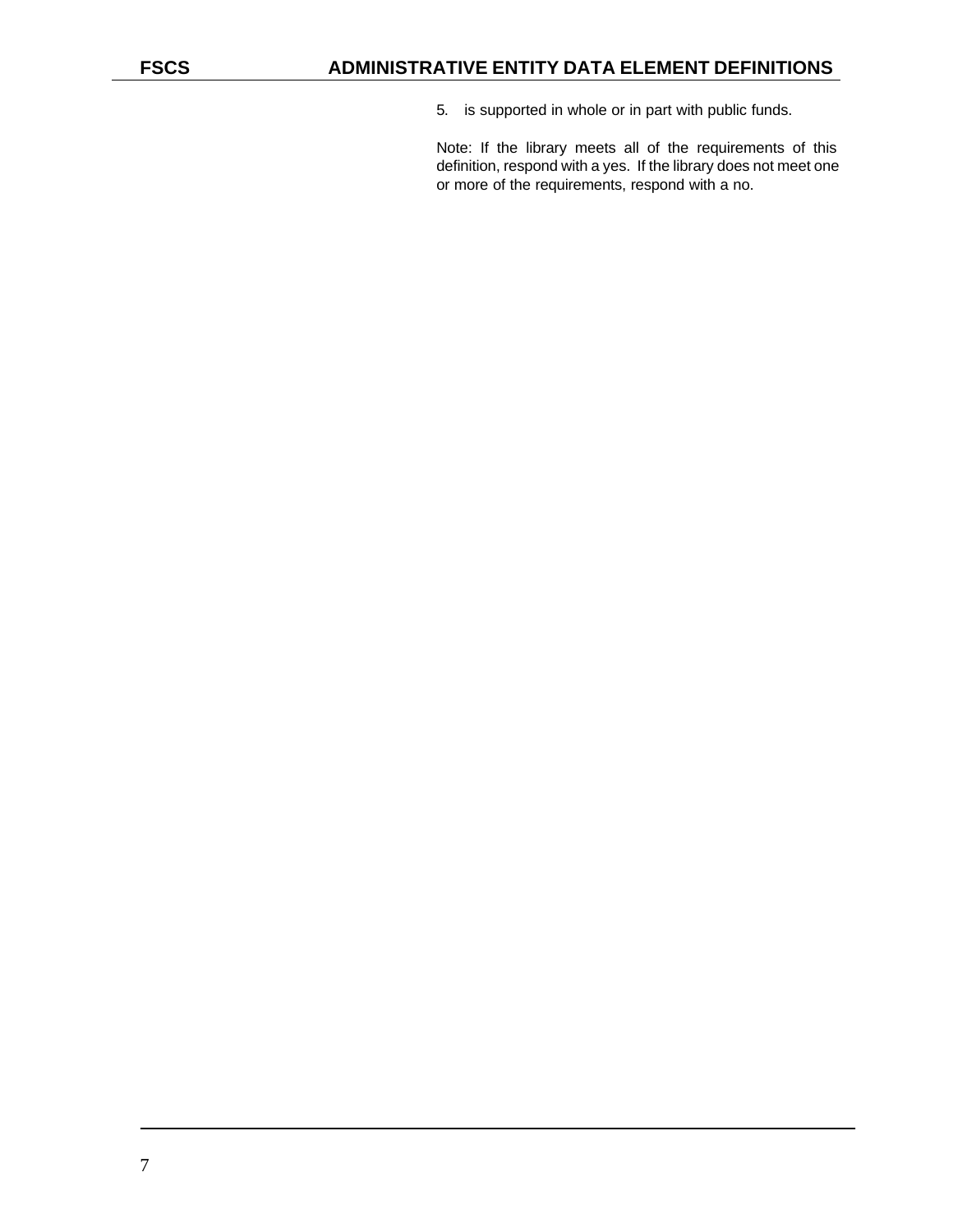5. is supported in whole or in part with public funds.

Note: If the library meets all of the requirements of this definition, respond with a yes. If the library does not meet one or more of the requirements, respond with a no.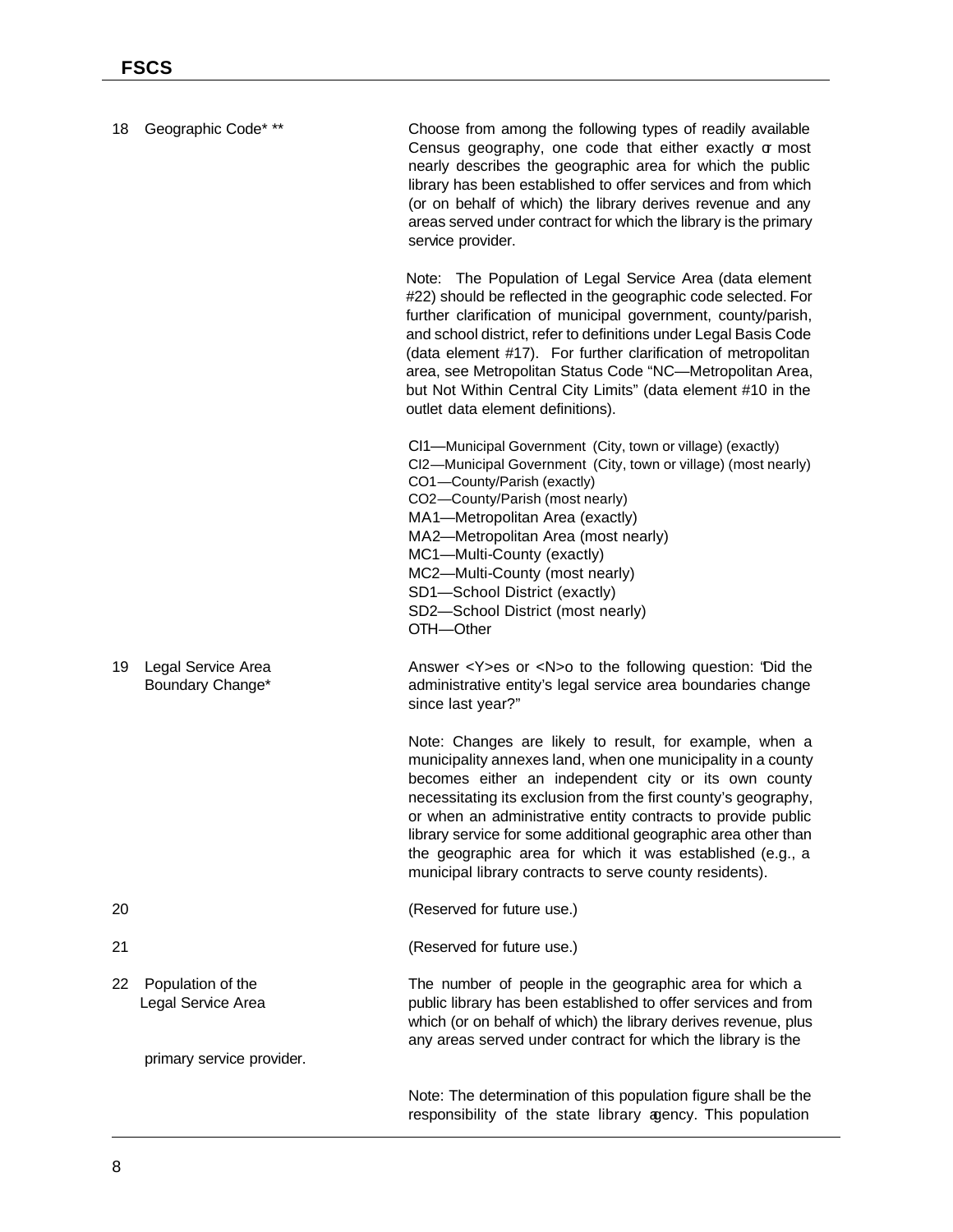| | | |
|---|---|---|
| 18 | Geographic Code* ** | Choose from among the following types of readily available Census geography, one code that either exactly or most nearly describes the geographic area for which the public library has been established to offer services and from which (or on behalf of which) the library derives revenue and any areas served under contract for which the library is the primary service provider.<br><br>Note: The Population of Legal Service Area (data element #22) should be reflected in the geographic code selected. For further clarification of municipal government, county/parish, and school district, refer to definitions under Legal Basis Code (data element #17). For further clarification of metropolitan area, see Metropolitan Status Code "NC—Metropolitan Area, but Not Within Central City Limits" (data element #10 in the outlet data element definitions).<br><br>CI1—Municipal Government (City, town or village) (exactly)<br>CI2—Municipal Government (City, town or village) (most nearly)<br>CO1—County/Parish (exactly)<br>CO2—County/Parish (most nearly)<br>MA1—Metropolitan Area (exactly)<br>MA2—Metropolitan Area (most nearly)<br>MC1—Multi-County (exactly)<br>MC2—Multi-County (most nearly)<br>SD1—School District (exactly)<br>SD2—School District (most nearly)<br>OTH—Other |
| 19 | Legal Service Area Boundary Change* | Answer <Y>es or <N>o to the following question: "Did the administrative entity's legal service area boundaries change since last year?"<br><br>Note: Changes are likely to result, for example, when a municipality annexes land, when one municipality in a county becomes either an independent city or its own county necessitating its exclusion from the first county's geography, or when an administrative entity contracts to provide public library service for some additional geographic area other than the geographic area for which it was established (e.g., a municipal library contracts to serve county residents). |
| 20 | | (Reserved for future use.) |
| 21 | | (Reserved for future use.) |
| 22 | Population of the Legal Service Area | The number of people in the geographic area for which a public library has been established to offer services and from which (or on behalf of which) the library derives revenue, plus any areas served under contract for which the library is the primary service provider.<br><br>Note: The determination of this population figure shall be the responsibility of the state library agency. This population |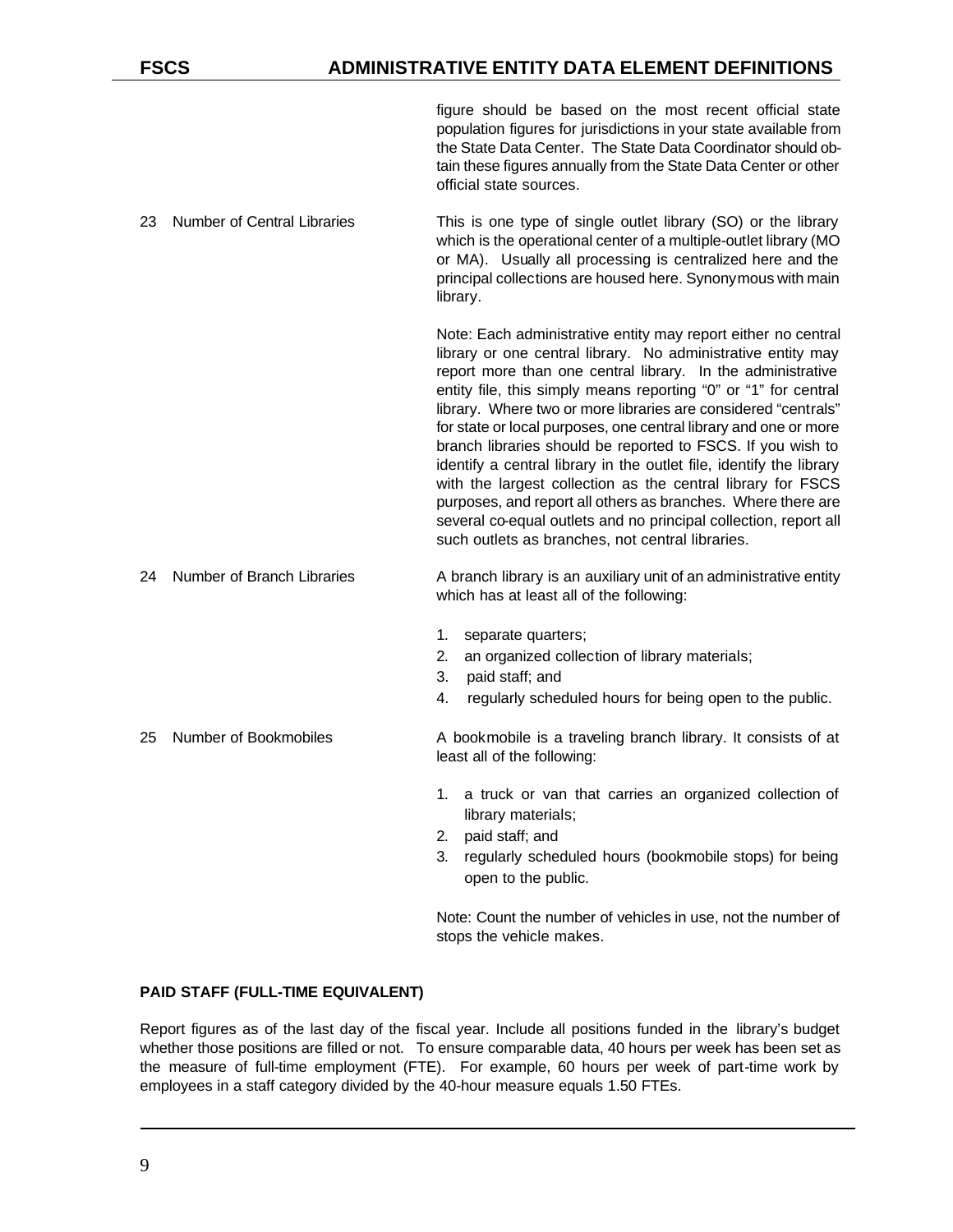figure should be based on the most recent official state population figures for jurisdictions in your state available from the State Data Center. The State Data Coordinator should obtain these figures annually from the State Data Center or other official state sources.

**23 Number of Central Libraries**

This is one type of single outlet library (SO) or the library which is the operational center of a multiple-outlet library (MO or MA). Usually all processing is centralized here and the principal collections are housed here. Synonymous with main library.

Note: Each administrative entity may report either no central library or one central library. No administrative entity may report more than one central library. In the administrative entity file, this simply means reporting "0" or "1" for central library. Where two or more libraries are considered "centrals" for state or local purposes, one central library and one or more branch libraries should be reported to FSCS. If you wish to identify a central library in the outlet file, identify the library with the largest collection as the central library for FSCS purposes, and report all others as branches. Where there are several co-equal outlets and no principal collection, report all such outlets as branches, not central libraries.

**24 Number of Branch Libraries**

A branch library is an auxiliary unit of an administrative entity which has at least all of the following:

1. separate quarters;
2. an organized collection of library materials;
3. paid staff; and
4. regularly scheduled hours for being open to the public.

**25 Number of Bookmobiles**

A bookmobile is a traveling branch library. It consists of at least all of the following:

1. a truck or van that carries an organized collection of library materials;
2. paid staff; and
3. regularly scheduled hours (bookmobile stops) for being open to the public.

Note: Count the number of vehicles in use, not the number of stops the vehicle makes.

## PAID STAFF (FULL-TIME EQUIVALENT)

Report figures as of the last day of the fiscal year. Include all positions funded in the library's budget whether those positions are filled or not. To ensure comparable data, 40 hours per week has been set as the measure of full-time employment (FTE). For example, 60 hours per week of part-time work by employees in a staff category divided by the 40-hour measure equals 1.50 FTEs.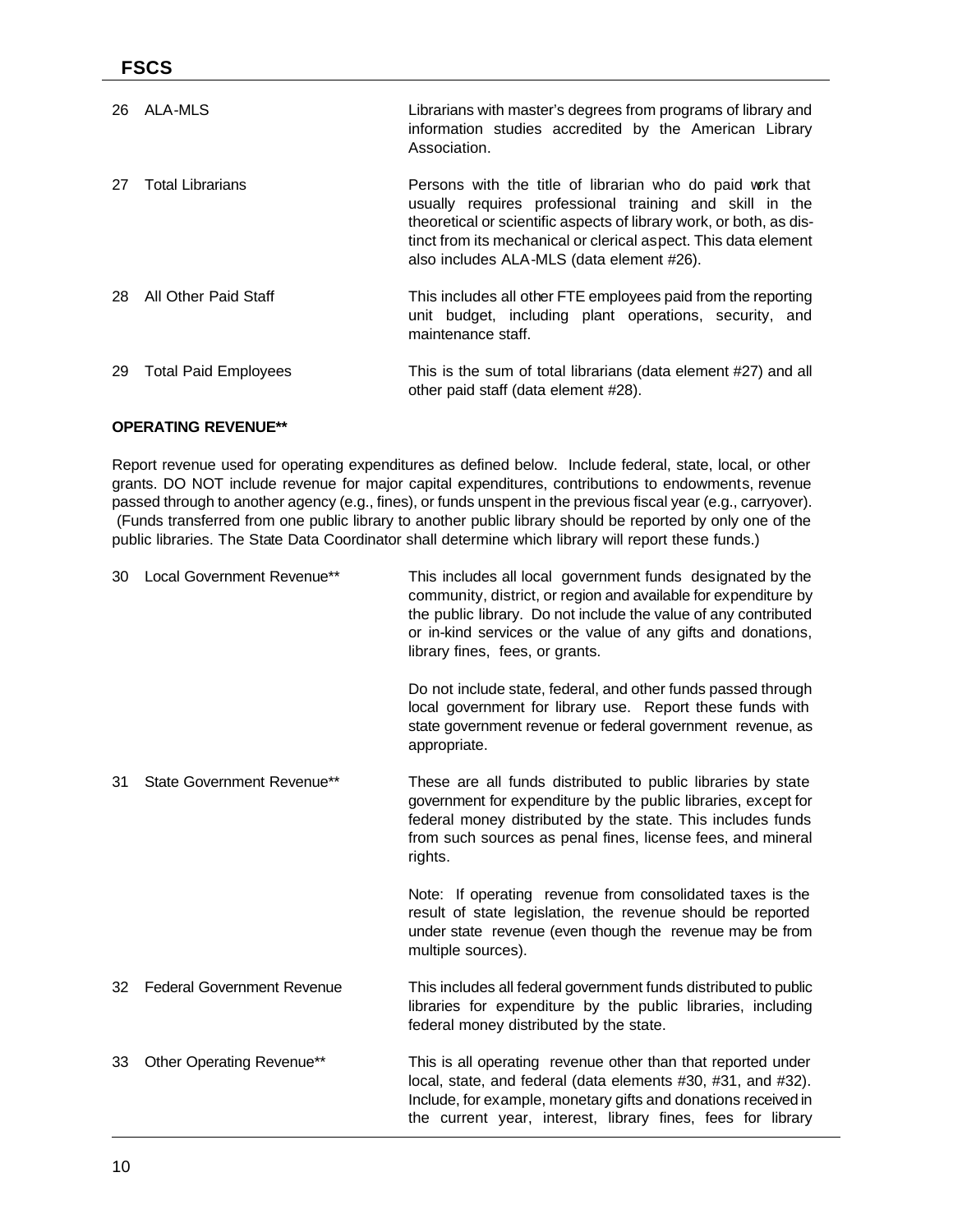| | | |
|---|---|---|
| 26 | ALA-MLS | Librarians with master's degrees from programs of library and information studies accredited by the American Library Association. |
| 27 | Total Librarians | Persons with the title of librarian who do paid work that usually requires professional training and skill in the theoretical or scientific aspects of library work, or both, as distinct from its mechanical or clerical aspect. This data element also includes ALA-MLS (data element #26). |
| 28 | All Other Paid Staff | This includes all other FTE employees paid from the reporting unit budget, including plant operations, security, and maintenance staff. |
| 29 | Total Paid Employees | This is the sum of total librarians (data element #27) and all other paid staff (data element #28). |

**OPERATING REVENUE**\*\***

Report revenue used for operating expenditures as defined below. Include federal, state, local, or other grants. DO NOT include revenue for major capital expenditures, contributions to endowments, revenue passed through to another agency (e.g., fines), or funds unspent in the previous fiscal year (e.g., carryover). (Funds transferred from one public library to another public library should be reported by only one of the public libraries. The State Data Coordinator shall determine which library will report these funds.)

| | | |
|---|---|---|
| 30 | Local Government Revenue** | This includes all local government funds designated by the community, district, or region and available for expenditure by the public library. Do not include the value of any contributed or in-kind services or the value of any gifts and donations, library fines, fees, or grants. <br><br> Do not include state, federal, and other funds passed through local government for library use. Report these funds with state government revenue or federal government revenue, as appropriate. |
| 31 | State Government Revenue** | These are all funds distributed to public libraries by state government for expenditure by the public libraries, except for federal money distributed by the state. This includes funds from such sources as penal fines, license fees, and mineral rights. <br><br> Note: If operating revenue from consolidated taxes is the result of state legislation, the revenue should be reported under state revenue (even though the revenue may be from multiple sources). |
| 32 | Federal Government Revenue | This includes all federal government funds distributed to public libraries for expenditure by the public libraries, including federal money distributed by the state. |
| 33 | Other Operating Revenue** | This is all operating revenue other than that reported under local, state, and federal (data elements #30, #31, and #32). Include, for example, monetary gifts and donations received in the current year, interest, library fines, fees for library |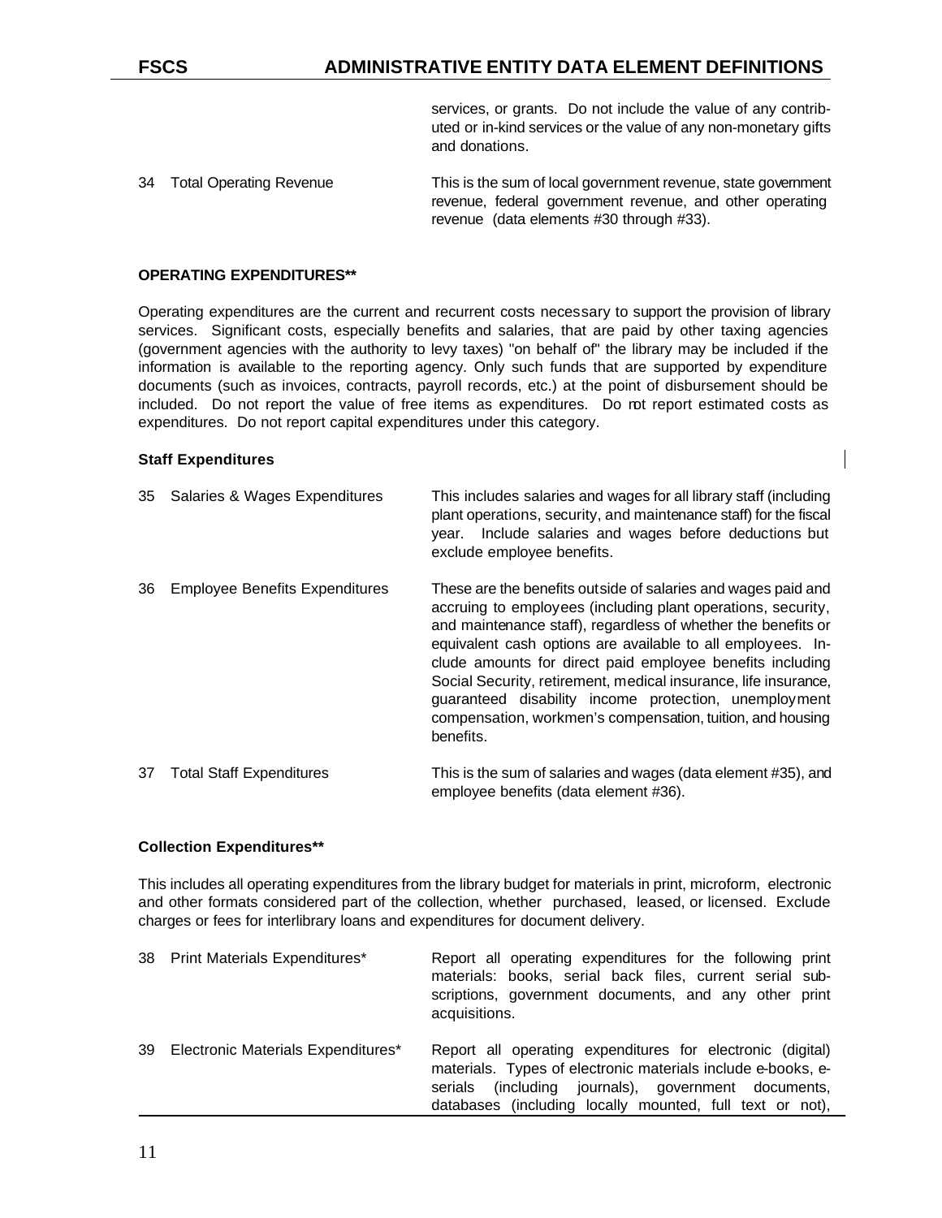services, or grants. Do not include the value of any contributed or in-kind services or the value of any non-monetary gifts and donations.

| | | |
|---|---|---|
| 34 | Total Operating Revenue | This is the sum of local government revenue, state government revenue, federal government revenue, and other operating revenue (data elements #30 through #33). |

#### OPERATING EXPENDITURES**

Operating expenditures are the current and recurrent costs necessary to support the provision of library services. Significant costs, especially benefits and salaries, that are paid by other taxing agencies (government agencies with the authority to levy taxes) "on behalf of" the library may be included if the information is available to the reporting agency. Only such funds that are supported by expenditure documents (such as invoices, contracts, payroll records, etc.) at the point of disbursement should be included. Do not report the value of free items as expenditures. Do not report estimated costs as expenditures. Do not report capital expenditures under this category.

#### Staff Expenditures

| | | |
|---|---|---|
| 35 | Salaries & Wages Expenditures | This includes salaries and wages for all library staff (including plant operations, security, and maintenance staff) for the fiscal year. Include salaries and wages before deductions but exclude employee benefits. |
| 36 | Employee Benefits Expenditures | These are the benefits outside of salaries and wages paid and accruing to employees (including plant operations, security, and maintenance staff), regardless of whether the benefits or equivalent cash options are available to all employees. Include amounts for direct paid employee benefits including Social Security, retirement, medical insurance, life insurance, guaranteed disability income protection, unemployment compensation, workmen's compensation, tuition, and housing benefits. |
| 37 | Total Staff Expenditures | This is the sum of salaries and wages (data element #35), and employee benefits (data element #36). |

#### Collection Expenditures**

This includes all operating expenditures from the library budget for materials in print, microform, electronic and other formats considered part of the collection, whether purchased, leased, or licensed. Exclude charges or fees for interlibrary loans and expenditures for document delivery.

| | | |
|---|---|---|
| 38 | Print Materials Expenditures* | Report all operating expenditures for the following print materials: books, serial back files, current serial subscriptions, government documents, and any other print acquisitions. |
| 39 | Electronic Materials Expenditures* | Report all operating expenditures for electronic (digital) materials. Types of electronic materials include e-books, e-serials (including journals), government documents, databases (including locally mounted, full text or not), |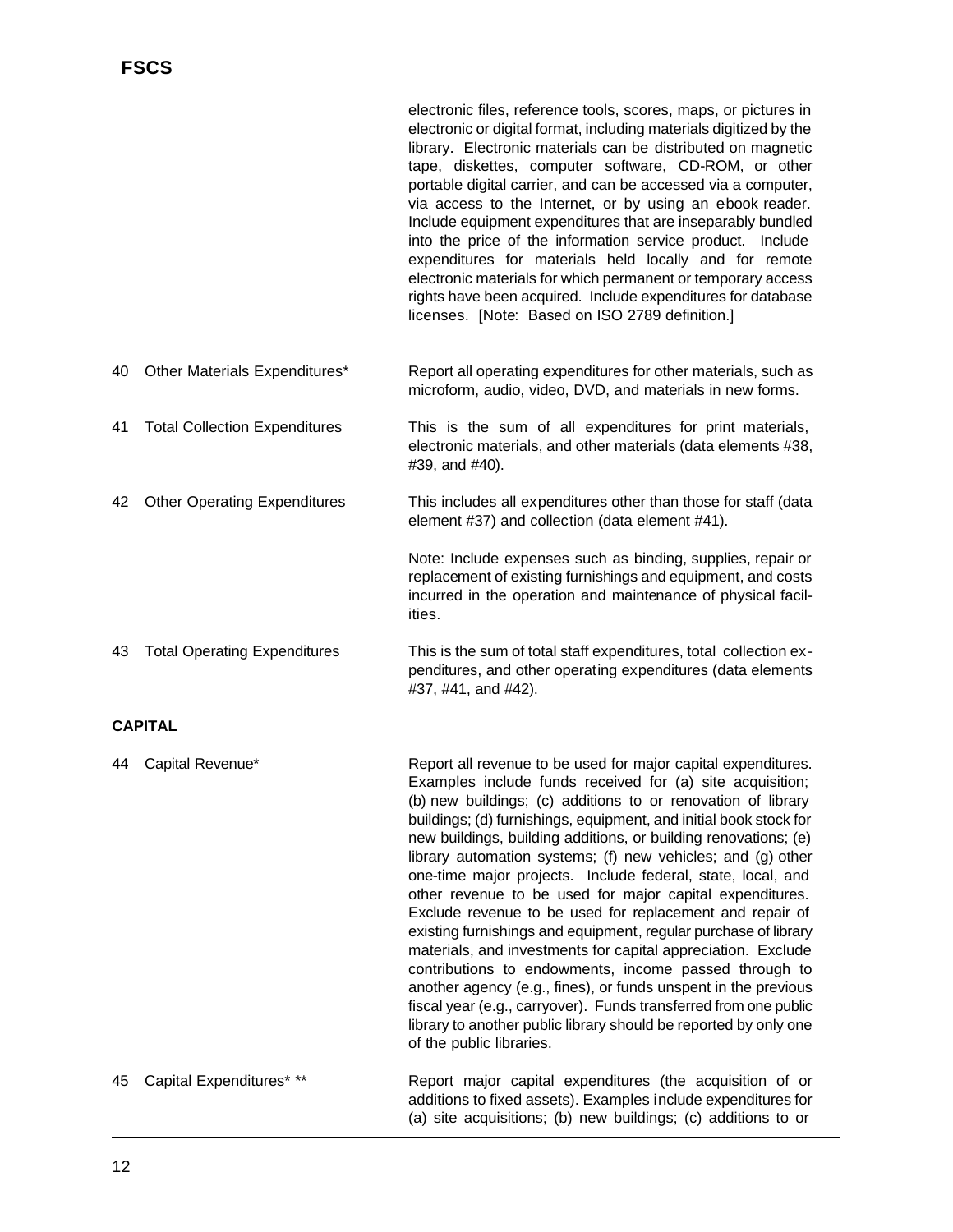electronic files, reference tools, scores, maps, or pictures in electronic or digital format, including materials digitized by the library. Electronic materials can be distributed on magnetic tape, diskettes, computer software, CD-ROM, or other portable digital carrier, and can be accessed via a computer, via access to the Internet, or by using an ebook reader. Include equipment expenditures that are inseparably bundled into the price of the information service product. Include expenditures for materials held locally and for remote electronic materials for which permanent or temporary access rights have been acquired. Include expenditures for database licenses. [Note: Based on ISO 2789 definition.]

40 Other Materials Expenditures*

Report all operating expenditures for other materials, such as microform, audio, video, DVD, and materials in new forms.

41 Total Collection Expenditures

This is the sum of all expenditures for print materials, electronic materials, and other materials (data elements #38, #39, and #40).

42 Other Operating Expenditures

This includes all expenditures other than those for staff (data element #37) and collection (data element #41).

Note: Include expenses such as binding, supplies, repair or replacement of existing furnishings and equipment, and costs incurred in the operation and maintenance of physical facilities.

43 Total Operating Expenditures

This is the sum of total staff expenditures, total collection expenditures, and other operating expenditures (data elements #37, #41, and #42).

**CAPITAL**

44 Capital Revenue*

Report all revenue to be used for major capital expenditures. Examples include funds received for (a) site acquisition; (b) new buildings; (c) additions to or renovation of library buildings; (d) furnishings, equipment, and initial book stock for new buildings, building additions, or building renovations; (e) library automation systems; (f) new vehicles; and (g) other one-time major projects. Include federal, state, local, and other revenue to be used for major capital expenditures. Exclude revenue to be used for replacement and repair of existing furnishings and equipment, regular purchase of library materials, and investments for capital appreciation. Exclude contributions to endowments, income passed through to another agency (e.g., fines), or funds unspent in the previous fiscal year (e.g., carryover). Funds transferred from one public library to another public library should be reported by only one of the public libraries.

45 Capital Expenditures* **

Report major capital expenditures (the acquisition of or additions to fixed assets). Examples include expenditures for (a) site acquisitions; (b) new buildings; (c) additions to or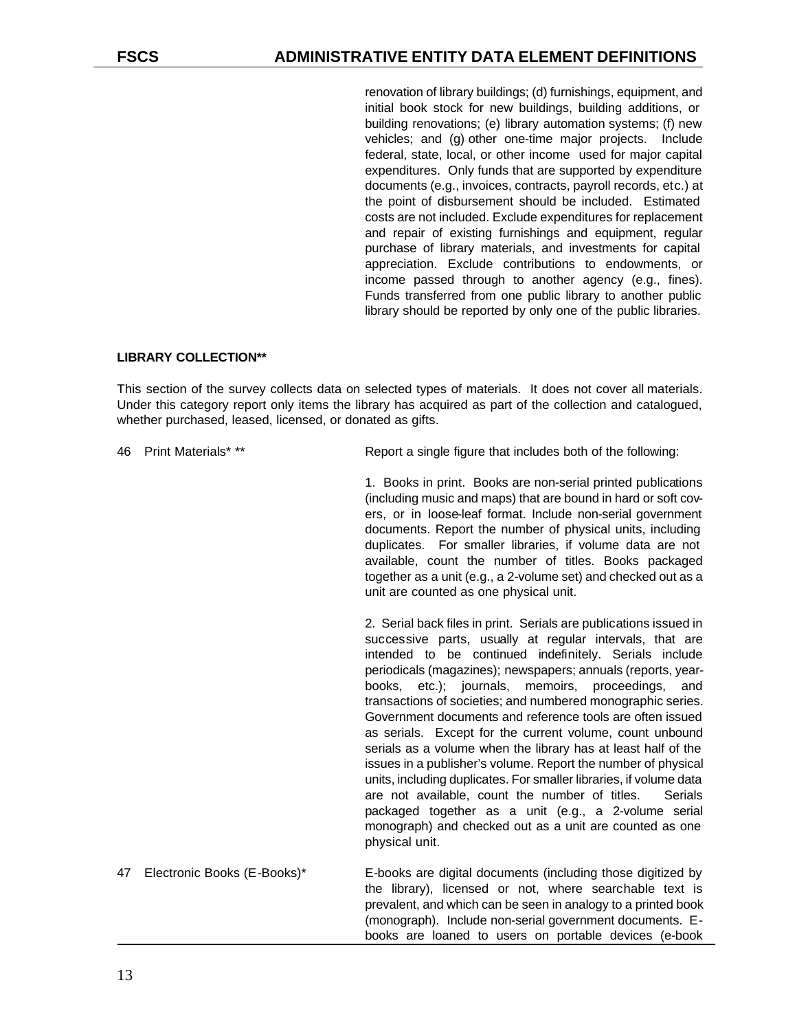renovation of library buildings; (d) furnishings, equipment, and initial book stock for new buildings, building additions, or building renovations; (e) library automation systems; (f) new vehicles; and (g) other one-time major projects. Include federal, state, local, or other income used for major capital expenditures. Only funds that are supported by expenditure documents (e.g., invoices, contracts, payroll records, etc.) at the point of disbursement should be included. Estimated costs are not included. Exclude expenditures for replacement and repair of existing furnishings and equipment, regular purchase of library materials, and investments for capital appreciation. Exclude contributions to endowments, or income passed through to another agency (e.g., fines). Funds transferred from one public library to another public library should be reported by only one of the public libraries.

**LIBRARY COLLECTION\*\***

This section of the survey collects data on selected types of materials. It does not cover all materials. Under this category report only items the library has acquired as part of the collection and catalogued, whether purchased, leased, licensed, or donated as gifts.

**46 Print Materials\* \*\***

Report a single figure that includes both of the following:

1. Books in print. Books are non-serial printed publications (including music and maps) that are bound in hard or soft covers, or in loose-leaf format. Include non-serial government documents. Report the number of physical units, including duplicates. For smaller libraries, if volume data are not available, count the number of titles. Books packaged together as a unit (e.g., a 2-volume set) and checked out as a unit are counted as one physical unit.

2. Serial back files in print. Serials are publications issued in successive parts, usually at regular intervals, that are intended to be continued indefinitely. Serials include periodicals (magazines); newspapers; annuals (reports, yearbooks, etc.); journals, memoirs, proceedings, and transactions of societies; and numbered monographic series. Government documents and reference tools are often issued as serials. Except for the current volume, count unbound serials as a volume when the library has at least half of the issues in a publisher's volume. Report the number of physical units, including duplicates. For smaller libraries, if volume data are not available, count the number of titles. Serials packaged together as a unit (e.g., a 2-volume serial monograph) and checked out as a unit are counted as one physical unit.

**47 Electronic Books (E-Books)\***

E-books are digital documents (including those digitized by the library), licensed or not, where searchable text is prevalent, and which can be seen in analogy to a printed book (monograph). Include non-serial government documents. E-books are loaned to users on portable devices (e-book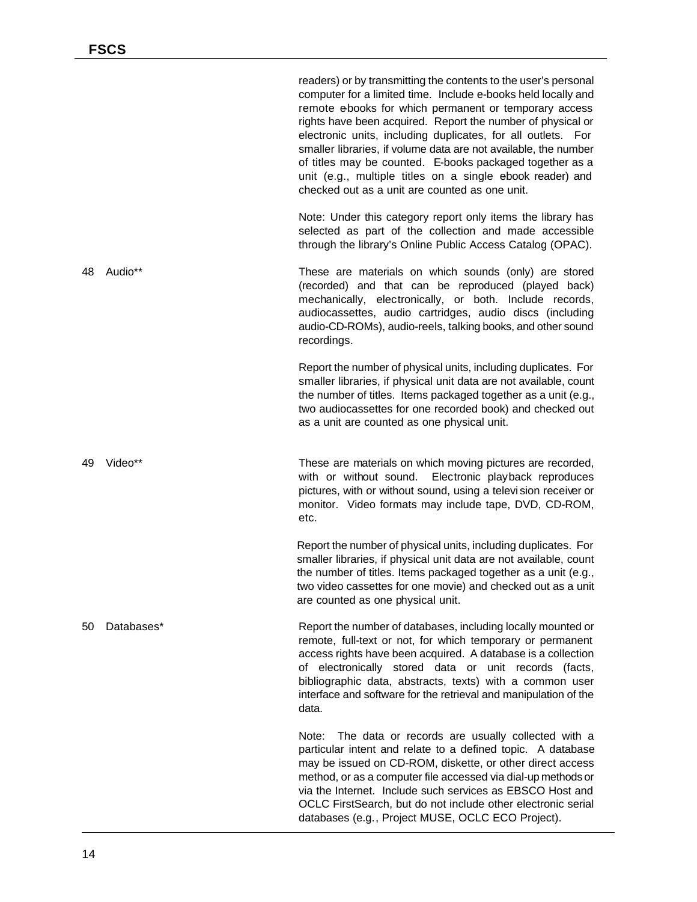readers) or by transmitting the contents to the user's personal computer for a limited time. Include e-books held locally and remote e-books for which permanent or temporary access rights have been acquired. Report the number of physical or electronic units, including duplicates, for all outlets. For smaller libraries, if volume data are not available, the number of titles may be counted. E-books packaged together as a unit (e.g., multiple titles on a single ebook reader) and checked out as a unit are counted as one unit.

Note: Under this category report only items the library has selected as part of the collection and made accessible through the library's Online Public Access Catalog (OPAC).

**48 Audio****

These are materials on which sounds (only) are stored (recorded) and that can be reproduced (played back) mechanically, electronically, or both. Include records, audiocassettes, audio cartridges, audio discs (including audio-CD-ROMs), audio-reels, talking books, and other sound recordings.

Report the number of physical units, including duplicates. For smaller libraries, if physical unit data are not available, count the number of titles. Items packaged together as a unit (e.g., two audiocassettes for one recorded book) and checked out as a unit are counted as one physical unit.

**49 Video****

These are materials on which moving pictures are recorded, with or without sound. Electronic playback reproduces pictures, with or without sound, using a television receiver or monitor. Video formats may include tape, DVD, CD-ROM, etc.

Report the number of physical units, including duplicates. For smaller libraries, if physical unit data are not available, count the number of titles. Items packaged together as a unit (e.g., two video cassettes for one movie) and checked out as a unit are counted as one physical unit.

**50 Databases***

Report the number of databases, including locally mounted or remote, full-text or not, for which temporary or permanent access rights have been acquired. A database is a collection of electronically stored data or unit records (facts, bibliographic data, abstracts, texts) with a common user interface and software for the retrieval and manipulation of the data.

Note: The data or records are usually collected with a particular intent and relate to a defined topic. A database may be issued on CD-ROM, diskette, or other direct access method, or as a computer file accessed via dial-up methods or via the Internet. Include such services as EBSCO Host and OCLC FirstSearch, but do not include other electronic serial databases (e.g., Project MUSE, OCLC ECO Project).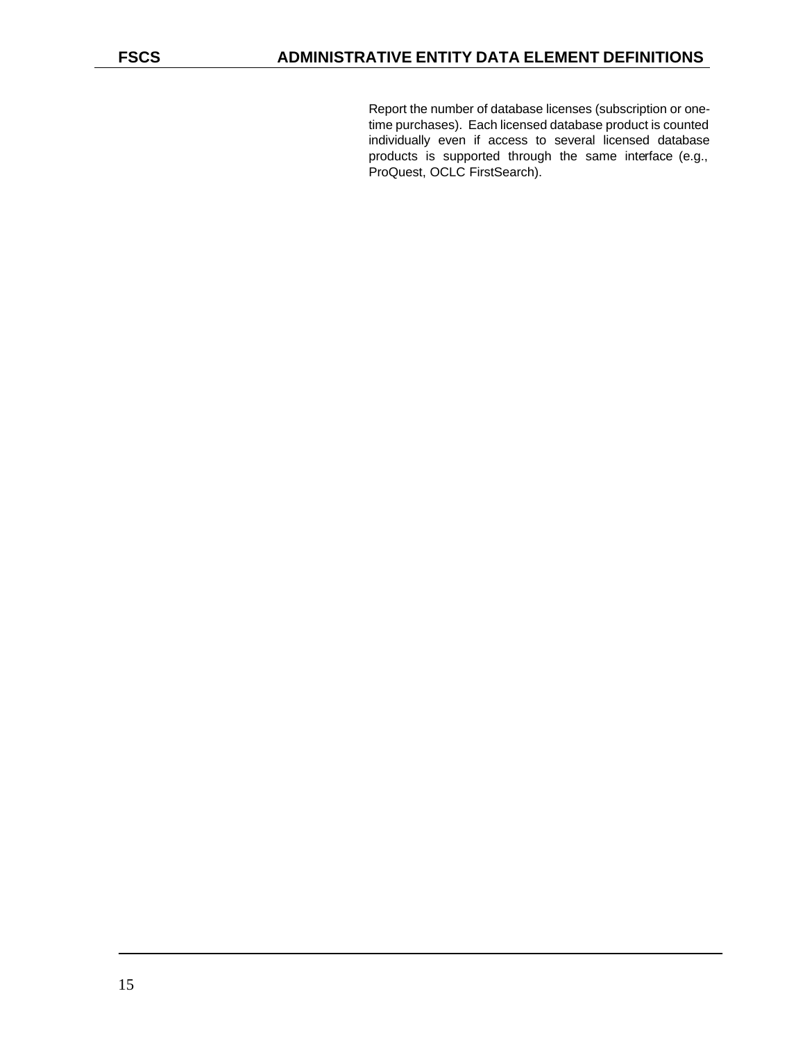Report the number of database licenses (subscription or one-time purchases). Each licensed database product is counted individually even if access to several licensed database products is supported through the same interface (e.g., ProQuest, OCLC FirstSearch).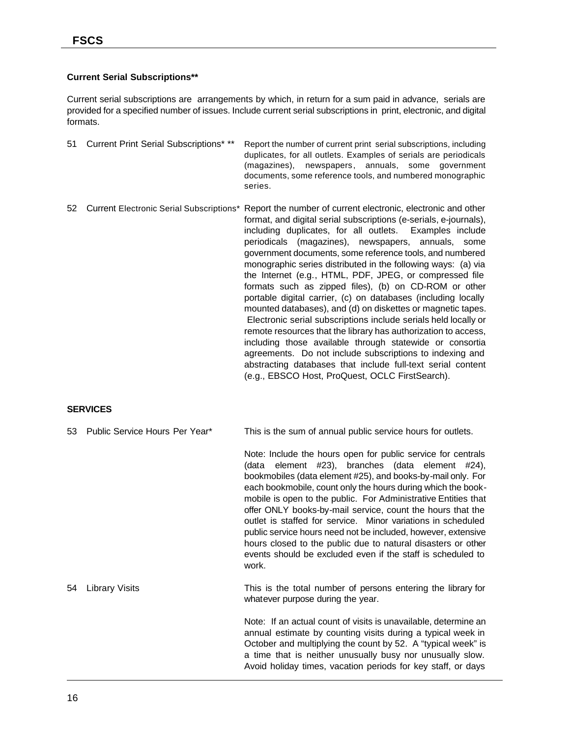**Current Serial Subscriptions****

Current serial subscriptions are arrangements by which, in return for a sum paid in advance, serials are provided for a specified number of issues. Include current serial subscriptions in print, electronic, and digital formats.

| | | |
|---|---|---|
| 51 | Current Print Serial Subscriptions* ** | Report the number of current print serial subscriptions, including duplicates, for all outlets. Examples of serials are periodicals (magazines), newspapers, annuals, some government documents, some reference tools, and numbered monographic series. |
| 52 | Current Electronic Serial Subscriptions* | Report the number of current electronic, electronic and other format, and digital serial subscriptions (e-serials, e-journals), including duplicates, for all outlets. Examples include periodicals (magazines), newspapers, annuals, some government documents, some reference tools, and numbered monographic series distributed in the following ways: (a) via the Internet (e.g., HTML, PDF, JPEG, or compressed file formats such as zipped files), (b) on CD-ROM or other portable digital carrier, (c) on databases (including locally mounted databases), and (d) on diskettes or magnetic tapes. Electronic serial subscriptions include serials held locally or remote resources that the library has authorization to access, including those available through statewide or consortia agreements. Do not include subscriptions to indexing and abstracting databases that include full-text serial content (e.g., EBSCO Host, ProQuest, OCLC FirstSearch). |

**SERVICES**

| | | |
|---|---|---|
| 53 | Public Service Hours Per Year* | This is the sum of annual public service hours for outlets.<br><br>Note: Include the hours open for public service for centrals (data element #23), branches (data element #24), bookmobiles (data element #25), and books-by-mail only. For each bookmobile, count only the hours during which the book-mobile is open to the public. For Administrative Entities that offer ONLY books-by-mail service, count the hours that the outlet is staffed for service. Minor variations in scheduled public service hours need not be included, however, extensive hours closed to the public due to natural disasters or other events should be excluded even if the staff is scheduled to work. |
| 54 | Library Visits | This is the total number of persons entering the library for whatever purpose during the year.<br><br>Note: If an actual count of visits is unavailable, determine an annual estimate by counting visits during a typical week in October and multiplying the count by 52. A "typical week" is a time that is neither unusually busy nor unusually slow. Avoid holiday times, vacation periods for key staff, or days |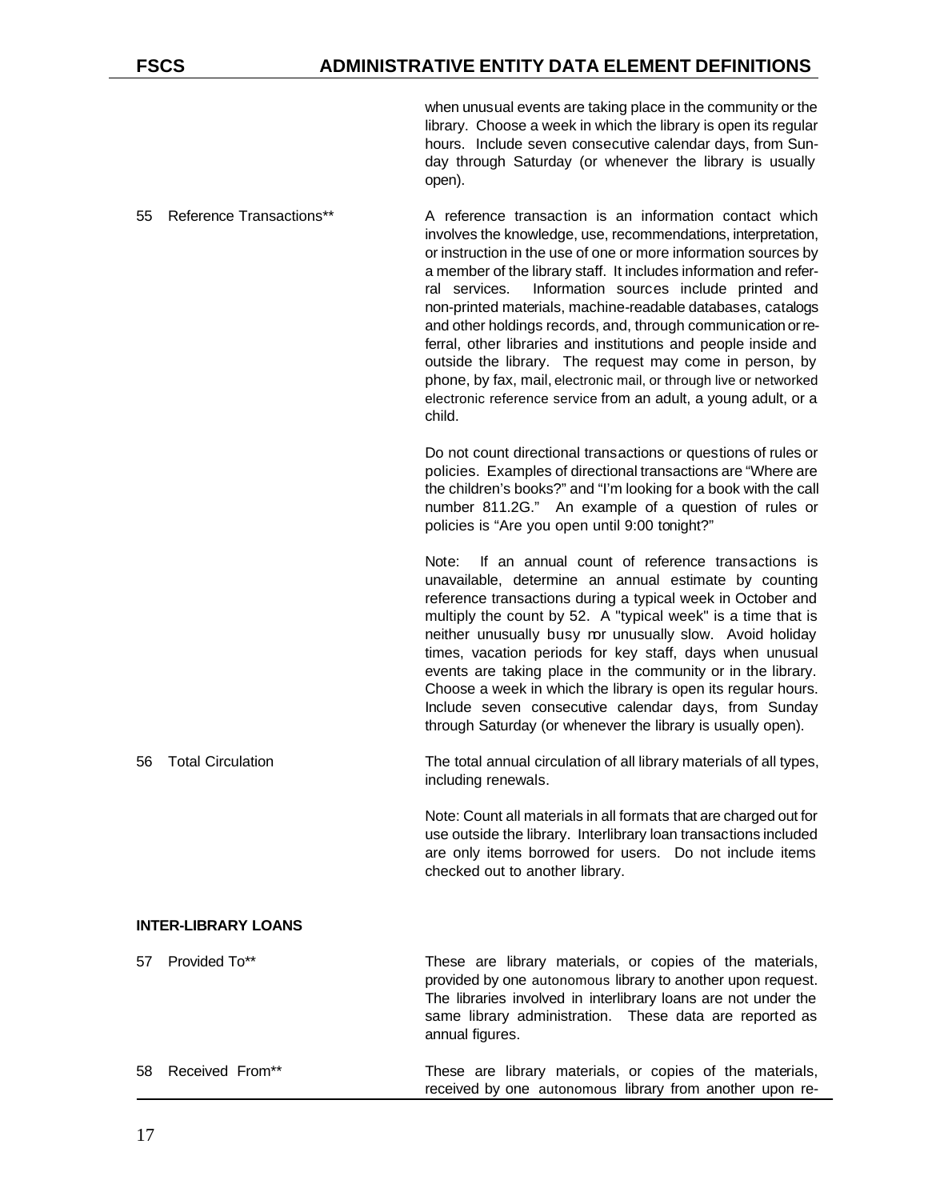when unusual events are taking place in the community or the library. Choose a week in which the library is open its regular hours. Include seven consecutive calendar days, from Sunday through Saturday (or whenever the library is usually open).

**55 Reference Transactions****

A reference transaction is an information contact which involves the knowledge, use, recommendations, interpretation, or instruction in the use of one or more information sources by a member of the library staff. It includes information and referral services. Information sources include printed and non-printed materials, machine-readable databases, catalogs and other holdings records, and, through communication or referral, other libraries and institutions and people inside and outside the library. The request may come in person, by phone, by fax, mail, electronic mail, or through live or networked electronic reference service from an adult, a young adult, or a child.

Do not count directional transactions or questions of rules or policies. Examples of directional transactions are "Where are the children's books?" and "I'm looking for a book with the call number 811.2G." An example of a question of rules or policies is "Are you open until 9:00 tonight?"

Note: If an annual count of reference transactions is unavailable, determine an annual estimate by counting reference transactions during a typical week in October and multiply the count by 52. A "typical week" is a time that is neither unusually busy nor unusually slow. Avoid holiday times, vacation periods for key staff, days when unusual events are taking place in the community or in the library. Choose a week in which the library is open its regular hours. Include seven consecutive calendar days, from Sunday through Saturday (or whenever the library is usually open).

**56 Total Circulation**

The total annual circulation of all library materials of all types, including renewals.

Note: Count all materials in all formats that are charged out for use outside the library. Interlibrary loan transactions included are only items borrowed for users. Do not include items checked out to another library.

## INTER-LIBRARY LOANS

**57 Provided To****

These are library materials, or copies of the materials, provided by one autonomous library to another upon request. The libraries involved in interlibrary loans are not under the same library administration. These data are reported as annual figures.

**58 Received From****

These are library materials, or copies of the materials, received by one autonomous library from another upon re-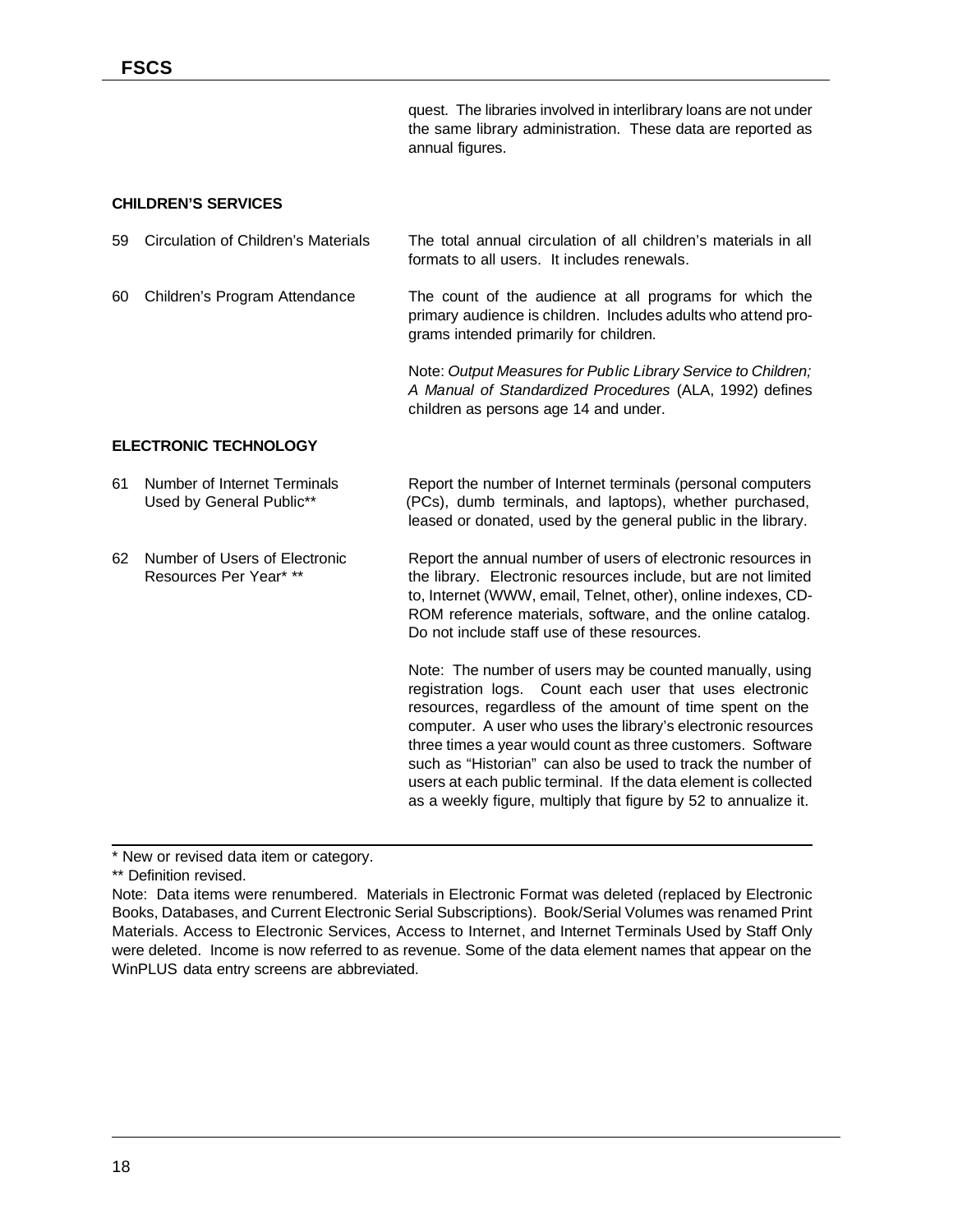quest. The libraries involved in interlibrary loans are not under the same library administration. These data are reported as annual figures.

### CHILDREN'S SERVICES

**59 Circulation of Children's Materials**

The total annual circulation of all children's materials in all formats to all users. It includes renewals.

**60 Children's Program Attendance**

The count of the audience at all programs for which the primary audience is children. Includes adults who attend programs intended primarily for children.

Note: *Output Measures for Public Library Service to Children; A Manual of Standardized Procedures* (ALA, 1992) defines children as persons age 14 and under.

### ELECTRONIC TECHNOLOGY

**61 Number of Internet Terminals Used by General Public\*\***

Report the number of Internet terminals (personal computers (PCs), dumb terminals, and laptops), whether purchased, leased or donated, used by the general public in the library.

**62 Number of Users of Electronic Resources Per Year\* \*\***

Report the annual number of users of electronic resources in the library. Electronic resources include, but are not limited to, Internet (WWW, email, Telnet, other), online indexes, CD-ROM reference materials, software, and the online catalog. Do not include staff use of these resources.

Note: The number of users may be counted manually, using registration logs. Count each user that uses electronic resources, regardless of the amount of time spent on the computer. A user who uses the library's electronic resources three times a year would count as three customers. Software such as "Historian" can also be used to track the number of users at each public terminal. If the data element is collected as a weekly figure, multiply that figure by 52 to annualize it.

---

\* New or revised data item or category.

\*\* Definition revised.

Note: Data items were renumbered. Materials in Electronic Format was deleted (replaced by Electronic Books, Databases, and Current Electronic Serial Subscriptions). Book/Serial Volumes was renamed Print Materials. Access to Electronic Services, Access to Internet, and Internet Terminals Used by Staff Only were deleted. Income is now referred to as revenue. Some of the data element names that appear on the WinPLUS data entry screens are abbreviated.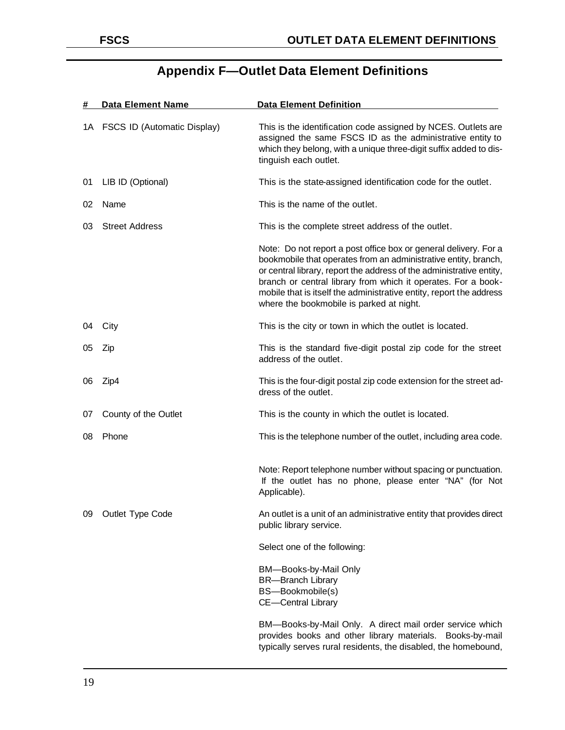# Appendix F—Outlet Data Element Definitions

| # | Data Element Name | Data Element Definition |
|---|---|---|
| 1A | FSCS ID (Automatic Display) | This is the identification code assigned by NCES. Outlets are assigned the same FSCS ID as the administrative entity to which they belong, with a unique three-digit suffix added to distinguish each outlet. |
| 01 | LIB ID (Optional) | This is the state-assigned identification code for the outlet. |
| 02 | Name | This is the name of the outlet. |
| 03 | Street Address | This is the complete street address of the outlet.<br><br>Note: Do not report a post office box or general delivery. For a bookmobile that operates from an administrative entity, branch, or central library, report the address of the administrative entity, branch or central library from which it operates. For a bookmobile that is itself the administrative entity, report the address where the bookmobile is parked at night. |
| 04 | City | This is the city or town in which the outlet is located. |
| 05 | Zip | This is the standard five-digit postal zip code for the street address of the outlet. |
| 06 | Zip4 | This is the four-digit postal zip code extension for the street address of the outlet. |
| 07 | County of the Outlet | This is the county in which the outlet is located. |
| 08 | Phone | This is the telephone number of the outlet, including area code.<br><br>Note: Report telephone number without spacing or punctuation. If the outlet has no phone, please enter "NA" (for Not Applicable). |
| 09 | Outlet Type Code | An outlet is a unit of an administrative entity that provides direct public library service.<br><br>Select one of the following:<br><br>BM—Books-by-Mail Only<br>BR—Branch Library<br>BS—Bookmobile(s)<br>CE—Central Library<br><br>BM—Books-by-Mail Only. A direct mail order service which provides books and other library materials. Books-by-mail typically serves rural residents, the disabled, the homebound, |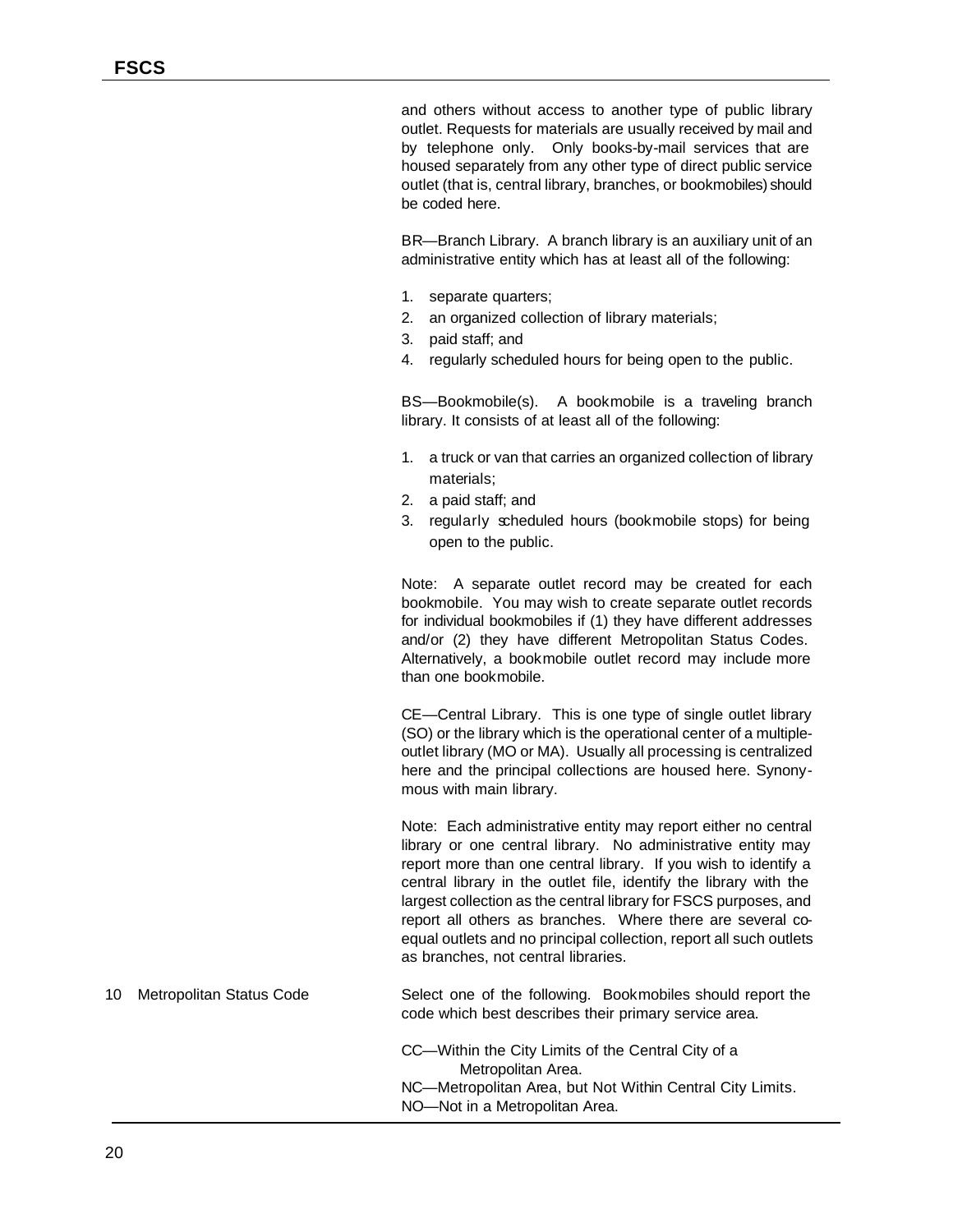and others without access to another type of public library outlet. Requests for materials are usually received by mail and by telephone only. Only books-by-mail services that are housed separately from any other type of direct public service outlet (that is, central library, branches, or bookmobiles) should be coded here.

BR—Branch Library. A branch library is an auxiliary unit of an administrative entity which has at least all of the following:

1. separate quarters;
2. an organized collection of library materials;
3. paid staff; and
4. regularly scheduled hours for being open to the public.

BS—Bookmobile(s). A bookmobile is a traveling branch library. It consists of at least all of the following:

1. a truck or van that carries an organized collection of library materials;
2. a paid staff; and
3. regularly scheduled hours (bookmobile stops) for being open to the public.

Note: A separate outlet record may be created for each bookmobile. You may wish to create separate outlet records for individual bookmobiles if (1) they have different addresses and/or (2) they have different Metropolitan Status Codes. Alternatively, a bookmobile outlet record may include more than one bookmobile.

CE—Central Library. This is one type of single outlet library (SO) or the library which is the operational center of a multiple-outlet library (MO or MA). Usually all processing is centralized here and the principal collections are housed here. Synonymous with main library.

Note: Each administrative entity may report either no central library or one central library. No administrative entity may report more than one central library. If you wish to identify a central library in the outlet file, identify the library with the largest collection as the central library for FSCS purposes, and report all others as branches. Where there are several co-equal outlets and no principal collection, report all such outlets as branches, not central libraries.

**10 Metropolitan Status Code**

Select one of the following. Bookmobiles should report the code which best describes their primary service area.

CC—Within the City Limits of the Central City of a Metropolitan Area.
NC—Metropolitan Area, but Not Within Central City Limits.
NO—Not in a Metropolitan Area.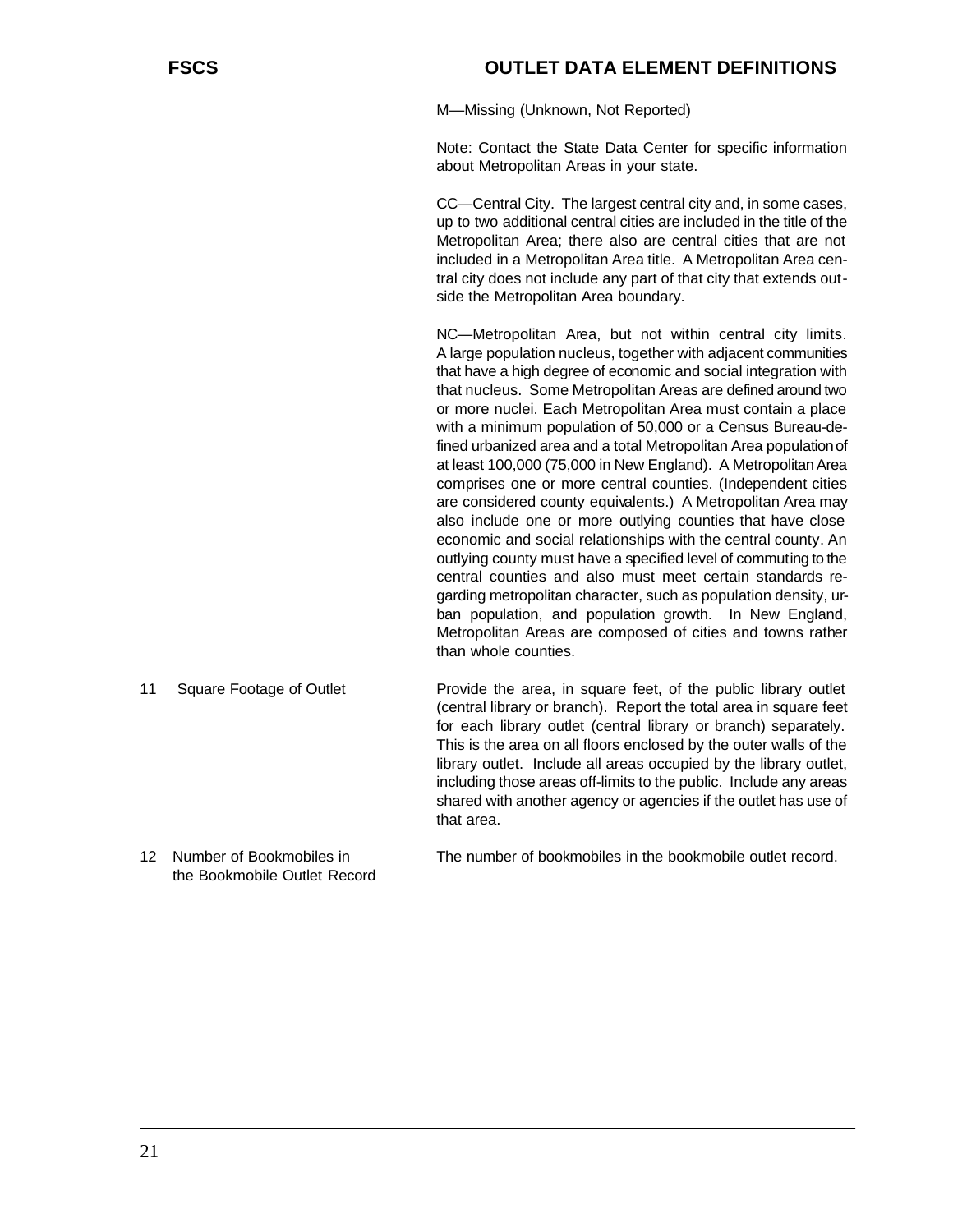M—Missing (Unknown, Not Reported)

Note: Contact the State Data Center for specific information about Metropolitan Areas in your state.

CC—Central City. The largest central city and, in some cases, up to two additional central cities are included in the title of the Metropolitan Area; there also are central cities that are not included in a Metropolitan Area title. A Metropolitan Area central city does not include any part of that city that extends outside the Metropolitan Area boundary.

NC—Metropolitan Area, but not within central city limits. A large population nucleus, together with adjacent communities that have a high degree of economic and social integration with that nucleus. Some Metropolitan Areas are defined around two or more nuclei. Each Metropolitan Area must contain a place with a minimum population of 50,000 or a Census Bureau-defined urbanized area and a total Metropolitan Area population of at least 100,000 (75,000 in New England). A Metropolitan Area comprises one or more central counties. (Independent cities are considered county equivalents.) A Metropolitan Area may also include one or more outlying counties that have close economic and social relationships with the central county. An outlying county must have a specified level of commuting to the central counties and also must meet certain standards regarding metropolitan character, such as population density, urban population, and population growth. In New England, Metropolitan Areas are composed of cities and towns rather than whole counties.

11 Square Footage of Outlet

Provide the area, in square feet, of the public library outlet (central library or branch). Report the total area in square feet for each library outlet (central library or branch) separately. This is the area on all floors enclosed by the outer walls of the library outlet. Include all areas occupied by the library outlet, including those areas off-limits to the public. Include any areas shared with another agency or agencies if the outlet has use of that area.

12 Number of Bookmobiles in the Bookmobile Outlet Record

The number of bookmobiles in the bookmobile outlet record.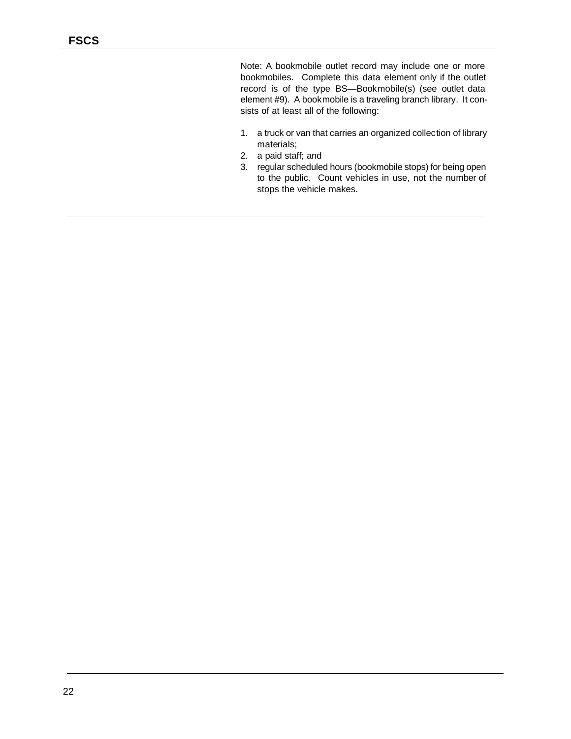Note: A bookmobile outlet record may include one or more bookmobiles. Complete this data element only if the outlet record is of the type BS—Bookmobile(s) (see outlet data element #9). A bookmobile is a traveling branch library. It consists of at least all of the following:

1. a truck or van that carries an organized collection of library materials;
2. a paid staff; and
3. regular scheduled hours (bookmobile stops) for being open to the public. Count vehicles in use, not the number of stops the vehicle makes.